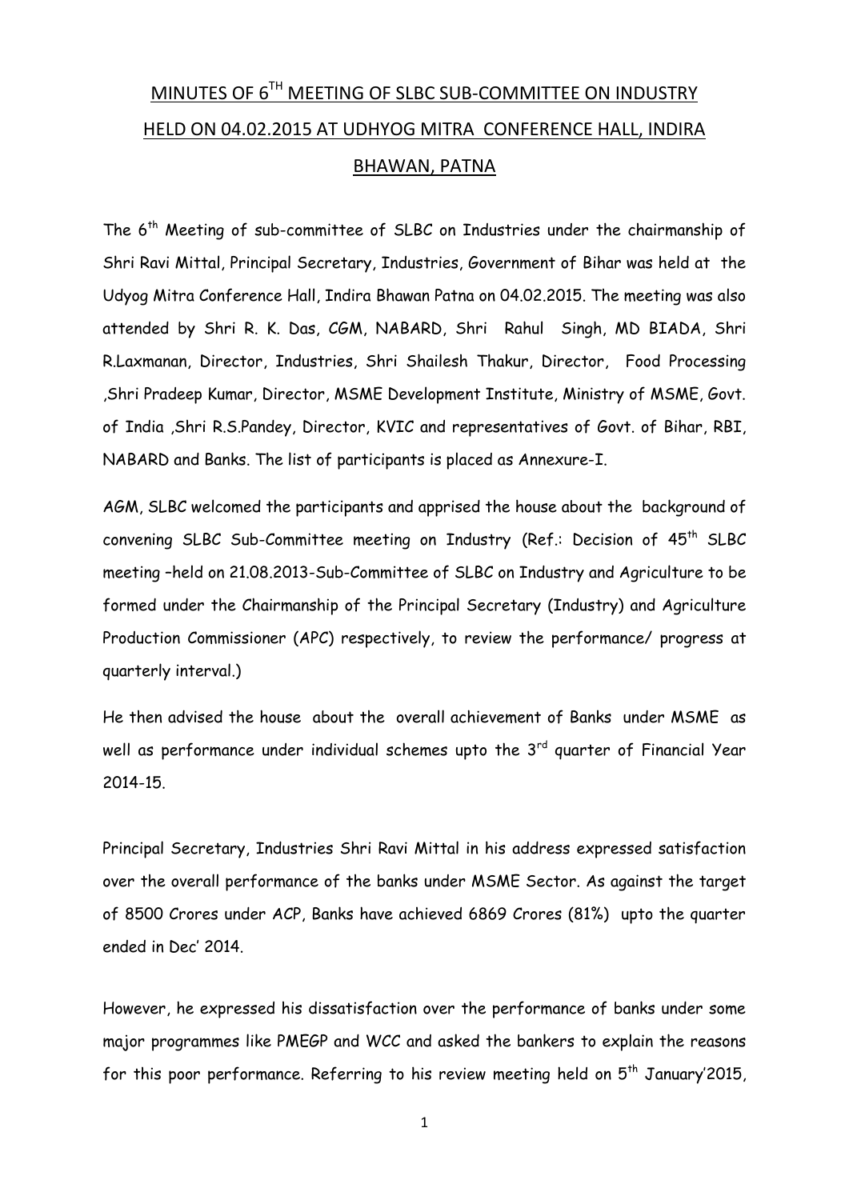# MINUTES OF 6TH MEETING OF SLBC SUB-COMMITTEE ON INDUSTRY HELD ON 04.02.2015 AT UDHYOG MITRA CONFERENCE HALL, INDIRA BHAWAN, PATNA

The 6th Meeting of sub-committee of SLBC on Industries under the chairmanship of Shri Ravi Mittal, Principal Secretary, Industries, Government of Bihar was held at the Udyog Mitra Conference Hall, Indira Bhawan Patna on 04.02.2015. The meeting was also attended by Shri R. K. Das, CGM, NABARD, Shri Rahul Singh, MD BIADA, Shri R.Laxmanan, Director, Industries, Shri Shailesh Thakur, Director, Food Processing ,Shri Pradeep Kumar, Director, MSME Development Institute, Ministry of MSME, Govt. of India ,Shri R.S.Pandey, Director, KVIC and representatives of Govt. of Bihar, RBI, NABARD and Banks. The list of participants is placed as Annexure-I.

AGM, SLBC welcomed the participants and apprised the house about the background of convening SLBC Sub-Committee meeting on Industry (Ref.: Decision of 45th SLBC meeting –held on 21.08.2013-Sub-Committee of SLBC on Industry and Agriculture to be formed under the Chairmanship of the Principal Secretary (Industry) and Agriculture Production Commissioner (APC) respectively, to review the performance/ progress at quarterly interval.)

He then advised the house about the overall achievement of Banks under MSME as well as performance under individual schemes upto the 3rd quarter of Financial Year 2014-15.

Principal Secretary, Industries Shri Ravi Mittal in his address expressed satisfaction over the overall performance of the banks under MSME Sector. As against the target of 8500 Crores under ACP, Banks have achieved 6869 Crores (81%) upto the quarter ended in Dec' 2014.

However, he expressed his dissatisfaction over the performance of banks under some major programmes like PMEGP and WCC and asked the bankers to explain the reasons for this poor performance. Referring to his review meeting held on 5th January'2015,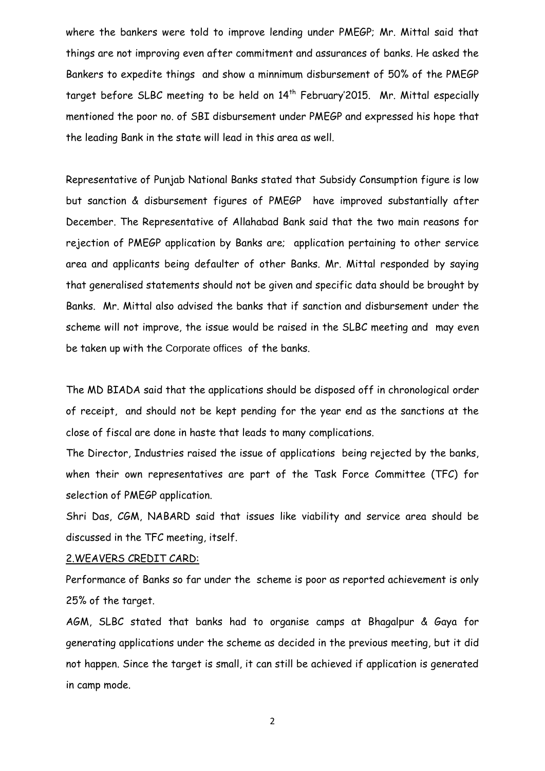where the bankers were told to improve lending under PMEGP; Mr. Mittal said that things are not improving even after commitment and assurances of banks. He asked the Bankers to expedite things and show a minnimum disbursement of 50% of the PMEGP target before SLBC meeting to be held on 14th February'2015. Mr. Mittal especially mentioned the poor no. of SBI disbursement under PMEGP and expressed his hope that the leading Bank in the state will lead in this area as well.

Representative of Punjab National Banks stated that Subsidy Consumption figure is low but sanction & disbursement figures of PMEGP have improved substantially after December. The Representative of Allahabad Bank said that the two main reasons for rejection of PMEGP application by Banks are; application pertaining to other service area and applicants being defaulter of other Banks. Mr. Mittal responded by saying that generalised statements should not be given and specific data should be brought by Banks. Mr. Mittal also advised the banks that if sanction and disbursement under the scheme will not improve, the issue would be raised in the SLBC meeting and may even be taken up with the Corporate offices of the banks.

The MD BIADA said that the applications should be disposed off in chronological order of receipt, and should not be kept pending for the year end as the sanctions at the close of fiscal are done in haste that leads to many complications.

The Director, Industries raised the issue of applications being rejected by the banks, when their own representatives are part of the Task Force Committee (TFC) for selection of PMEGP application.

Shri Das, CGM, NABARD said that issues like viability and service area should be discussed in the TFC meeting, itself.

2.WEAVERS CREDIT CARD:

Performance of Banks so far under the scheme is poor as reported achievement is only 25% of the target.

AGM, SLBC stated that banks had to organise camps at Bhagalpur & Gaya for generating applications under the scheme as decided in the previous meeting, but it did not happen. Since the target is small, it can still be achieved if application is generated in camp mode.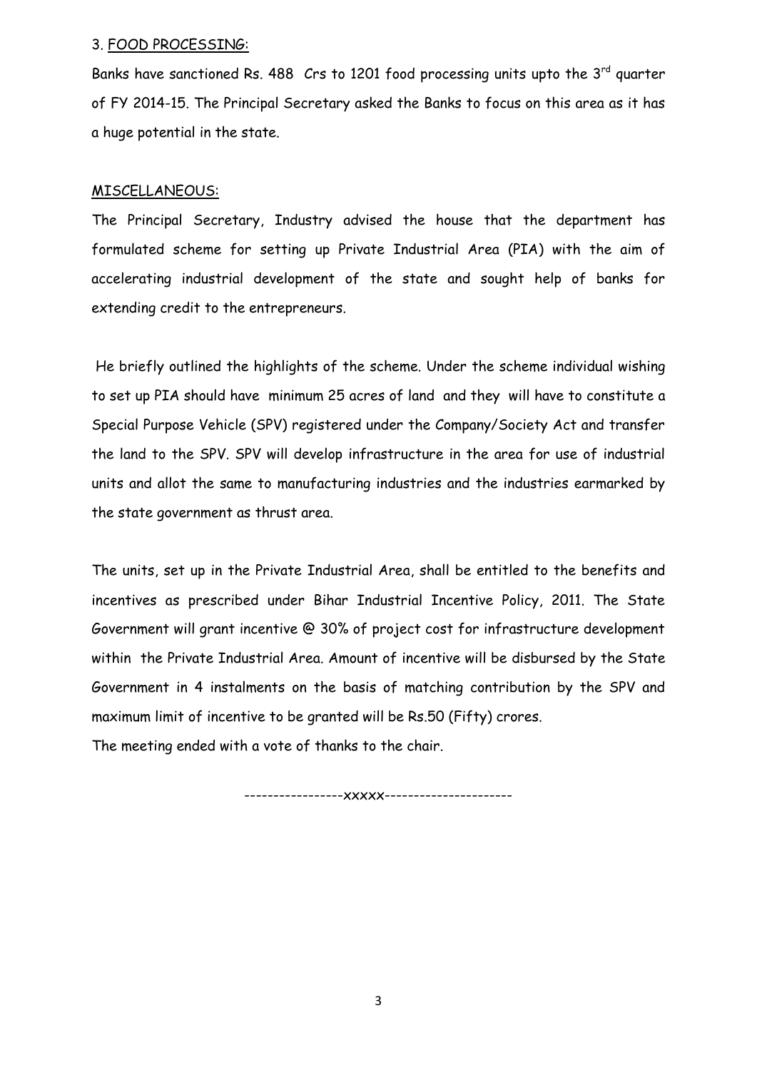3. FOOD PROCESSING:

Banks have sanctioned Rs. 488 Crs to 1201 food processing units upto the 3rd quarter of FY 2014-15. The Principal Secretary asked the Banks to focus on this area as it has a huge potential in the state.

MISCELLANEOUS:

The Principal Secretary, Industry advised the house that the department has formulated scheme for setting up Private Industrial Area (PIA) with the aim of accelerating industrial development of the state and sought help of banks for extending credit to the entrepreneurs.

He briefly outlined the highlights of the scheme. Under the scheme individual wishing to set up PIA should have minimum 25 acres of land and they will have to constitute a Special Purpose Vehicle (SPV) registered under the Company/Society Act and transfer the land to the SPV. SPV will develop infrastructure in the area for use of industrial units and allot the same to manufacturing industries and the industries earmarked by the state government as thrust area.

The units, set up in the Private Industrial Area, shall be entitled to the benefits and incentives as prescribed under Bihar Industrial Incentive Policy, 2011. The State Government will grant incentive @ 30% of project cost for infrastructure development within the Private Industrial Area. Amount of incentive will be disbursed by the State Government in 4 instalments on the basis of matching contribution by the SPV and maximum limit of incentive to be granted will be Rs.50 (Fifty) crores.

The meeting ended with a vote of thanks to the chair.

-----------------xxxxx----------------------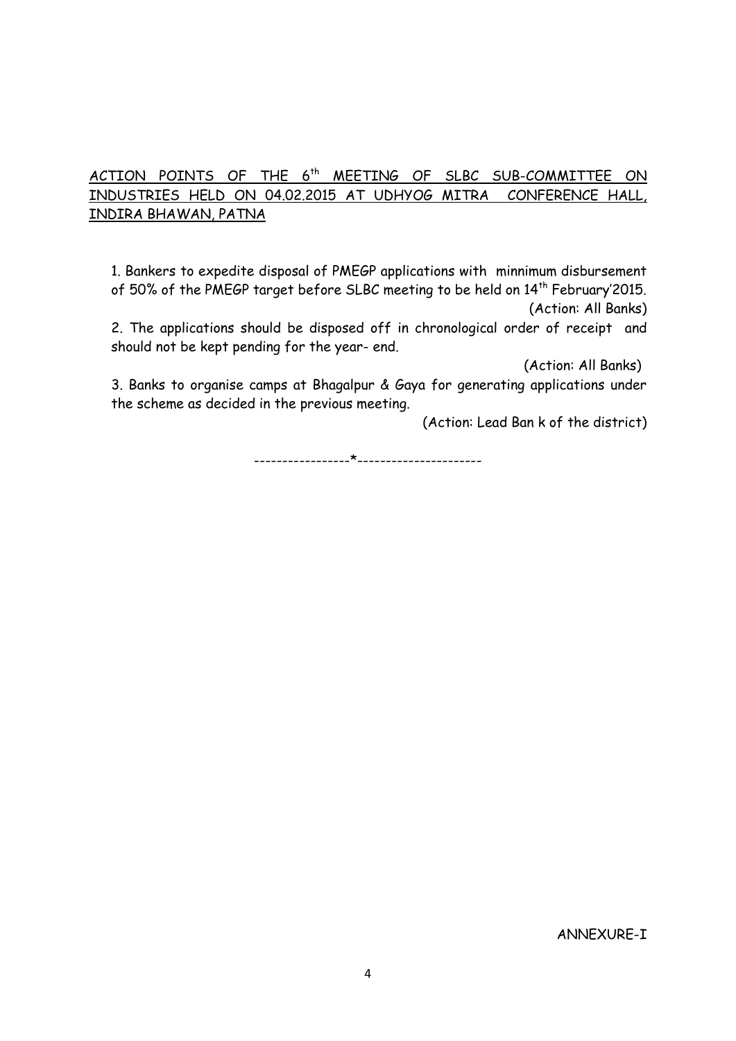## ACTION POINTS OF THE 6th MEETING OF SLBC SUB-COMMITTEE ON INDUSTRIES HELD ON 04.02.2015 AT UDHYOG MITRA CONFERENCE HALL, INDIRA BHAWAN, PATNA

1. Bankers to expedite disposal of PMEGP applications with minnimum disbursement of 50% of the PMEGP target before SLBC meeting to be held on 14th February'2015.

(Action: All Banks)

2. The applications should be disposed off in chronological order of receipt and should not be kept pending for the year- end.

(Action: All Banks)

3. Banks to organise camps at Bhagalpur & Gaya for generating applications under the scheme as decided in the previous meeting.

(Action: Lead Ban k of the district)

-----------------*----------------------

ANNEXURE-I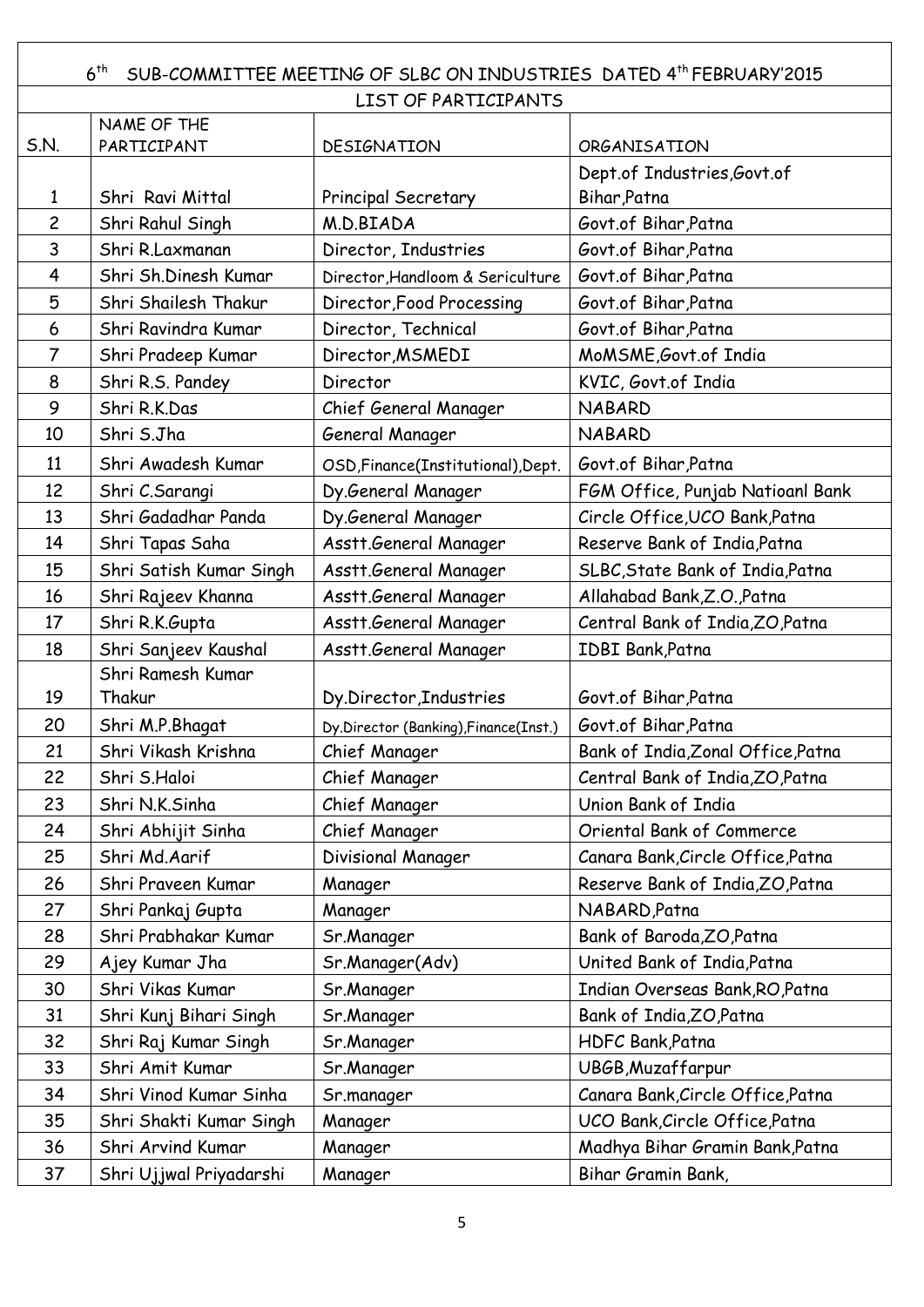# $6^{th}$ SUB-COMMITTEE MEETING OF SLBC ON INDUSTRIES DATED $4^{th}$ FEBRUARY'2015

## LIST OF PARTICIPANTS

| S.N. | NAME OF THE PARTICIPANT | DESIGNATION | ORGANISATION |
|---|---|---|---|
| 1 | Shri Ravi Mittal | Principal Secretary | Dept.of Industries,Govt.of Bihar,Patna |
| 2 | Shri Rahul Singh | M.D.BIADA | Govt.of Bihar,Patna |
| 3 | Shri R.Laxmanan | Director, Industries | Govt.of Bihar,Patna |
| 4 | Shri Sh.Dinesh Kumar | Director,Handloom & Sericulture | Govt.of Bihar,Patna |
| 5 | Shri Shailesh Thakur | Director,Food Processing | Govt.of Bihar,Patna |
| 6 | Shri Ravindra Kumar | Director, Technical | Govt.of Bihar,Patna |
| 7 | Shri Pradeep Kumar | Director,MSMEDI | MoMSME,Govt.of India |
| 8 | Shri R.S. Pandey | Director | KVIC, Govt.of India |
| 9 | Shri R.K.Das | Chief General Manager | NABARD |
| 10 | Shri S.Jha | General Manager | NABARD |
| 11 | Shri Awadesh Kumar | OSD,Finance(Institutional),Dept. | Govt.of Bihar,Patna |
| 12 | Shri C.Sarangi | Dy.General Manager | FGM Office, Punjab Natioanl Bank |
| 13 | Shri Gadadhar Panda | Dy.General Manager | Circle Office,UCO Bank,Patna |
| 14 | Shri Tapas Saha | Asstt.General Manager | Reserve Bank of India,Patna |
| 15 | Shri Satish Kumar Singh | Asstt.General Manager | SLBC,State Bank of India,Patna |
| 16 | Shri Rajeev Khanna | Asstt.General Manager | Allahabad Bank,Z.O.,Patna |
| 17 | Shri R.K.Gupta | Asstt.General Manager | Central Bank of India,ZO,Patna |
| 18 | Shri Sanjeev Kaushal | Asstt.General Manager | IDBI Bank,Patna |
| 19 | Shri Ramesh Kumar Thakur | Dy.Director,Industries | Govt.of Bihar,Patna |
| 20 | Shri M.P.Bhagat | Dy.Director (Banking),Finance(Inst.) | Govt.of Bihar,Patna |
| 21 | Shri Vikash Krishna | Chief Manager | Bank of India,Zonal Office,Patna |
| 22 | Shri S.Haloi | Chief Manager | Central Bank of India,ZO,Patna |
| 23 | Shri N.K.Sinha | Chief Manager | Union Bank of India |
| 24 | Shri Abhijit Sinha | Chief Manager | Oriental Bank of Commerce |
| 25 | Shri Md.Aarif | Divisional Manager | Canara Bank,Circle Office,Patna |
| 26 | Shri Praveen Kumar | Manager | Reserve Bank of India,ZO,Patna |
| 27 | Shri Pankaj Gupta | Manager | NABARD,Patna |
| 28 | Shri Prabhakar Kumar | Sr.Manager | Bank of Baroda,ZO,Patna |
| 29 | Ajey Kumar Jha | Sr.Manager(Adv) | United Bank of India,Patna |
| 30 | Shri Vikas Kumar | Sr.Manager | Indian Overseas Bank,RO,Patna |
| 31 | Shri Kunj Bihari Singh | Sr.Manager | Bank of India,ZO,Patna |
| 32 | Shri Raj Kumar Singh | Sr.Manager | HDFC Bank,Patna |
| 33 | Shri Amit Kumar | Sr.Manager | UBGB,Muzaffarpur |
| 34 | Shri Vinod Kumar Sinha | Sr.manager | Canara Bank,Circle Office,Patna |
| 35 | Shri Shakti Kumar Singh | Manager | UCO Bank,Circle Office,Patna |
| 36 | Shri Arvind Kumar | Manager | Madhya Bihar Gramin Bank,Patna |
| 37 | Shri Ujjwal Priyadarshi | Manager | Bihar Gramin Bank, |